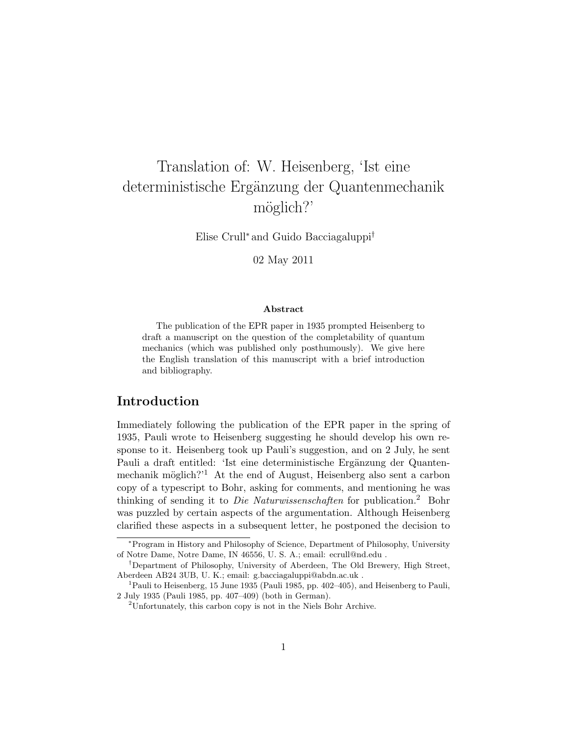# Translation of: W. Heisenberg, 'Ist eine deterministische Ergänzung der Quantenmechanik möglich?'

Elise Crull* and Guido Bacciagaluppi†

02 May 2011

### Abstract

The publication of the EPR paper in 1935 prompted Heisenberg to draft a manuscript on the question of the completability of quantum mechanics (which was published only posthumously). We give here the English translation of this manuscript with a brief introduction and bibliography.

## Introduction

Immediately following the publication of the EPR paper in the spring of 1935, Pauli wrote to Heisenberg suggesting he should develop his own response to it. Heisenberg took up Pauli's suggestion, and on 2 July, he sent Pauli a draft entitled: 'Ist eine deterministische Ergänzung der Quantenmechanik möglich?'[1] At the end of August, Heisenberg also sent a carbon copy of a typescript to Bohr, asking for comments, and mentioning he was thinking of sending it to *Die Naturwissenschaften* for publication.[2] Bohr was puzzled by certain aspects of the argumentation. Although Heisenberg clarified these aspects in a subsequent letter, he postponed the decision to

---

*Program in History and Philosophy of Science, Department of Philosophy, University of Notre Dame, Notre Dame, IN 46556, U. S. A.; email: ecrull@nd.edu .

†Department of Philosophy, University of Aberdeen, The Old Brewery, High Street, Aberdeen AB24 3UB, U. K.; email: g.bacciagaluppi@abdn.ac.uk .

[1] Pauli to Heisenberg, 15 June 1935 (Pauli 1985, pp. 402–405), and Heisenberg to Pauli, 2 July 1935 (Pauli 1985, pp. 407–409) (both in German).

[2] Unfortunately, this carbon copy is not in the Niels Bohr Archive.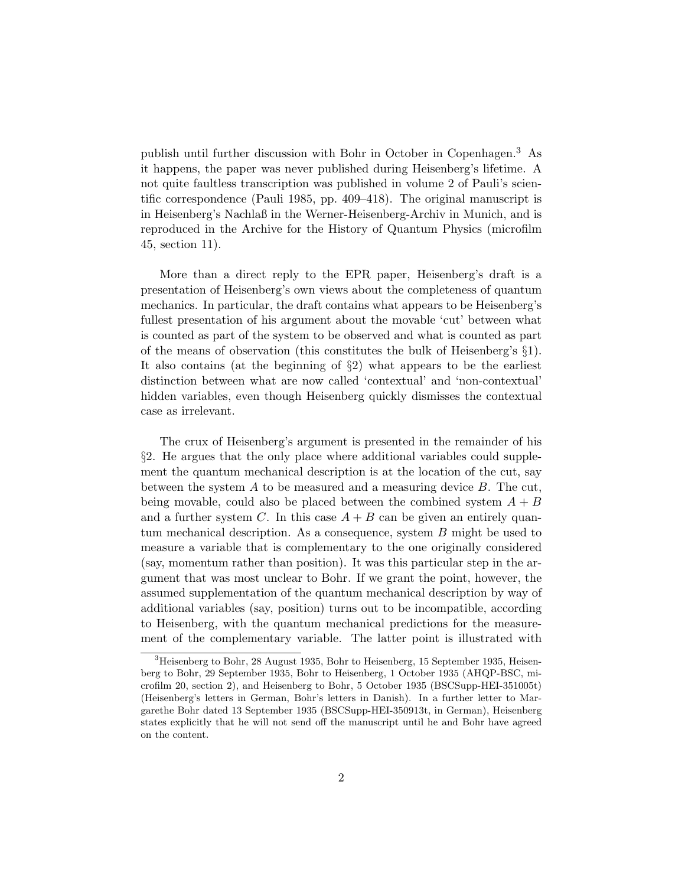publish until further discussion with Bohr in October in Copenhagen.[3] As it happens, the paper was never published during Heisenberg's lifetime. A not quite faultless transcription was published in volume 2 of Pauli's scientific correspondence (Pauli 1985, pp. 409–418). The original manuscript is in Heisenberg's Nachlaß in the Werner-Heisenberg-Archiv in Munich, and is reproduced in the Archive for the History of Quantum Physics (microfilm 45, section 11).

More than a direct reply to the EPR paper, Heisenberg's draft is a presentation of Heisenberg's own views about the completeness of quantum mechanics. In particular, the draft contains what appears to be Heisenberg's fullest presentation of his argument about the movable 'cut' between what is counted as part of the system to be observed and what is counted as part of the means of observation (this constitutes the bulk of Heisenberg's §1). It also contains (at the beginning of §2) what appears to be the earliest distinction between what are now called 'contextual' and 'non-contextual' hidden variables, even though Heisenberg quickly dismisses the contextual case as irrelevant.

The crux of Heisenberg's argument is presented in the remainder of his §2. He argues that the only place where additional variables could supplement the quantum mechanical description is at the location of the cut, say between the system $A$ to be measured and a measuring device $B$. The cut, being movable, could also be placed between the combined system $A + B$ and a further system $C$. In this case $A + B$ can be given an entirely quantum mechanical description. As a consequence, system $B$ might be used to measure a variable that is complementary to the one originally considered (say, momentum rather than position). It was this particular step in the argument that was most unclear to Bohr. If we grant the point, however, the assumed supplementation of the quantum mechanical description by way of additional variables (say, position) turns out to be incompatible, according to Heisenberg, with the quantum mechanical predictions for the measurement of the complementary variable. The latter point is illustrated with

[3] Heisenberg to Bohr, 28 August 1935, Bohr to Heisenberg, 15 September 1935, Heisenberg to Bohr, 29 September 1935, Bohr to Heisenberg, 1 October 1935 (AHQP-BSC, microfilm 20, section 2), and Heisenberg to Bohr, 5 October 1935 (BSCSupp-HEI-351005t) (Heisenberg's letters in German, Bohr's letters in Danish). In a further letter to Margarethe Bohr dated 13 September 1935 (BSCSupp-HEI-350913t, in German), Heisenberg states explicitly that he will not send off the manuscript until he and Bohr have agreed on the content.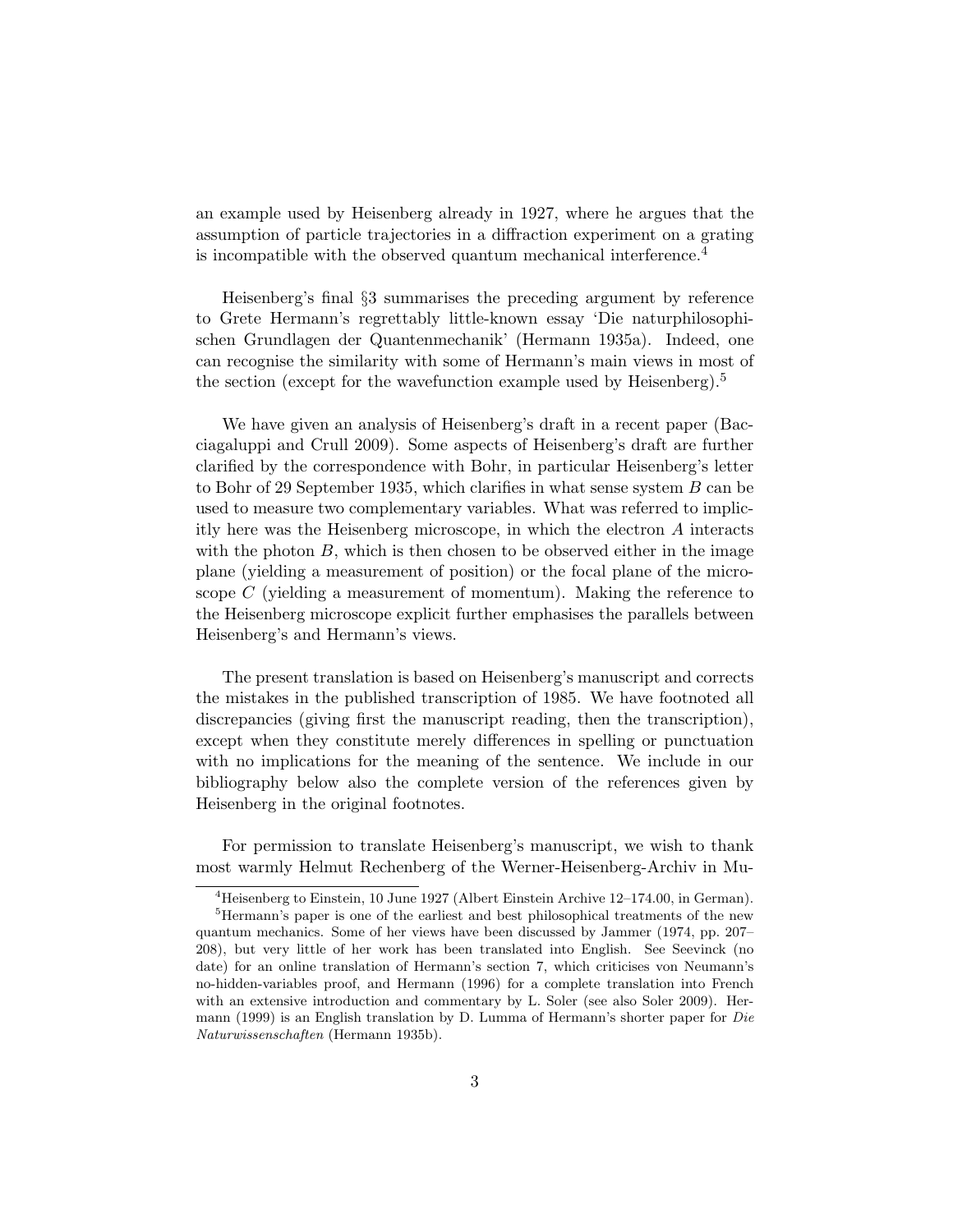an example used by Heisenberg already in 1927, where he argues that the assumption of particle trajectories in a diffraction experiment on a grating is incompatible with the observed quantum mechanical interference.[4]

Heisenberg's final §3 summarises the preceding argument by reference to Grete Hermann's regrettably little-known essay 'Die naturphilosophischen Grundlagen der Quantenmechanik' (Hermann 1935a). Indeed, one can recognise the similarity with some of Hermann's main views in most of the section (except for the wavefunction example used by Heisenberg).[5]

We have given an analysis of Heisenberg's draft in a recent paper (Bacciagaluppi and Crull 2009). Some aspects of Heisenberg's draft are further clarified by the correspondence with Bohr, in particular Heisenberg's letter to Bohr of 29 September 1935, which clarifies in what sense system $B$ can be used to measure two complementary variables. What was referred to implicitly here was the Heisenberg microscope, in which the electron $A$ interacts with the photon $B$, which is then chosen to be observed either in the image plane (yielding a measurement of position) or the focal plane of the microscope $C$ (yielding a measurement of momentum). Making the reference to the Heisenberg microscope explicit further emphasises the parallels between Heisenberg's and Hermann's views.

The present translation is based on Heisenberg's manuscript and corrects the mistakes in the published transcription of 1985. We have footnoted all discrepancies (giving first the manuscript reading, then the transcription), except when they constitute merely differences in spelling or punctuation with no implications for the meaning of the sentence. We include in our bibliography below also the complete version of the references given by Heisenberg in the original footnotes.

For permission to translate Heisenberg's manuscript, we wish to thank most warmly Helmut Rechenberg of the Werner-Heisenberg-Archiv in Mu-

---

[4] Heisenberg to Einstein, 10 June 1927 (Albert Einstein Archive 12–174.00, in German).

[5] Hermann's paper is one of the earliest and best philosophical treatments of the new quantum mechanics. Some of her views have been discussed by Jammer (1974, pp. 207–208), but very little of her work has been translated into English. See Seevinck (no date) for an online translation of Hermann's section 7, which criticises von Neumann's no-hidden-variables proof, and Hermann (1996) for a complete translation into French with an extensive introduction and commentary by L. Soler (see also Soler 2009). Hermann (1999) is an English translation by D. Lumma of Hermann's shorter paper for *Die Naturwissenschaften* (Hermann 1935b).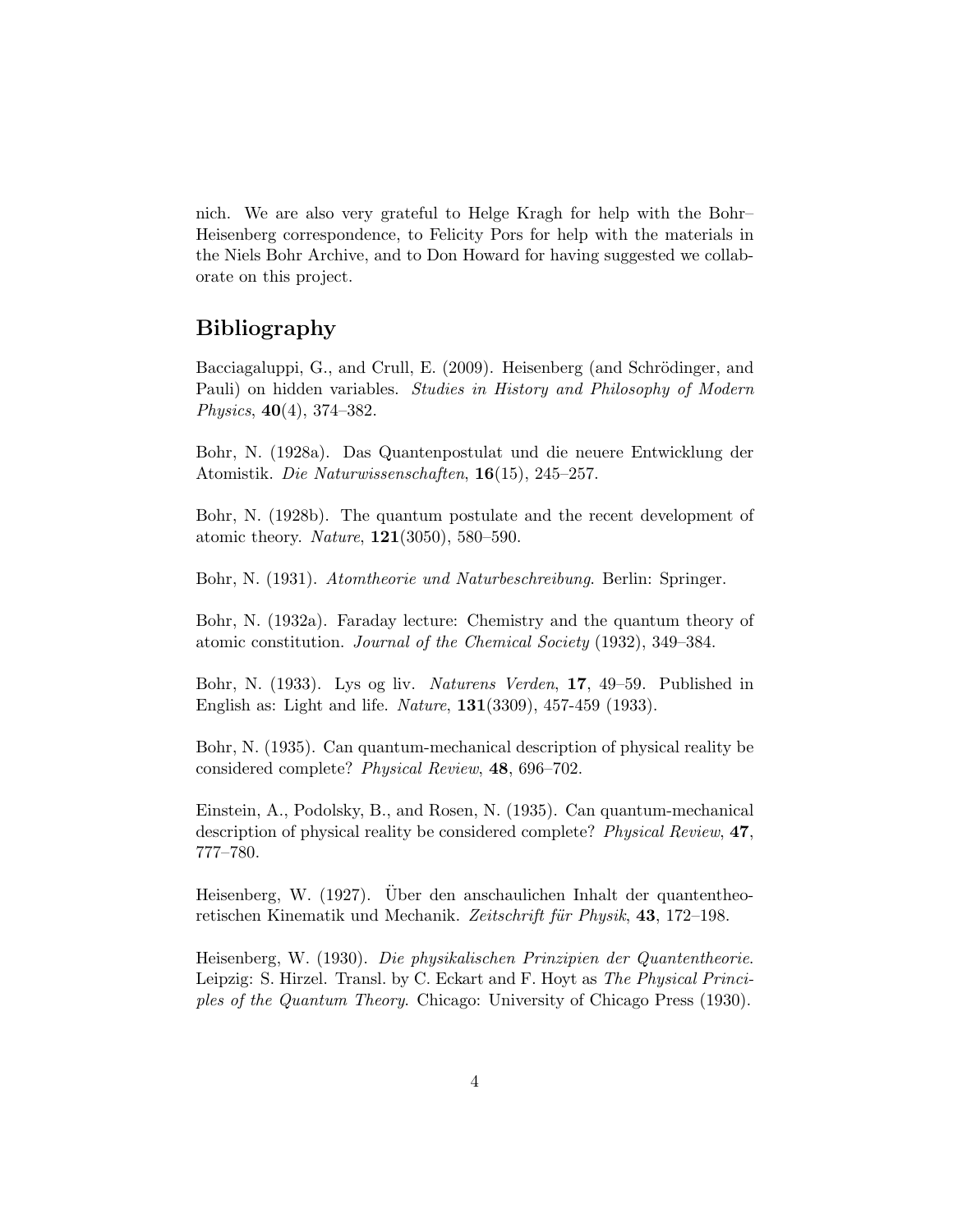nich. We are also very grateful to Helge Kragh for help with the Bohr–Heisenberg correspondence, to Felicity Pors for help with the materials in the Niels Bohr Archive, and to Don Howard for having suggested we collaborate on this project.

## Bibliography

Bacciagaluppi, G., and Crull, E. (2009). Heisenberg (and Schrödinger, and Pauli) on hidden variables. *Studies in History and Philosophy of Modern Physics*, **40**(4), 374–382.

Bohr, N. (1928a). Das Quantenpostulat und die neuere Entwicklung der Atomistik. *Die Naturwissenschaften*, **16**(15), 245–257.

Bohr, N. (1928b). The quantum postulate and the recent development of atomic theory. *Nature*, **121**(3050), 580–590.

Bohr, N. (1931). *Atomtheorie und Naturbeschreibung*. Berlin: Springer.

Bohr, N. (1932a). Faraday lecture: Chemistry and the quantum theory of atomic constitution. *Journal of the Chemical Society* (1932), 349–384.

Bohr, N. (1933). Lys og liv. *Naturens Verden*, **17**, 49–59. Published in English as: Light and life. *Nature*, **131**(3309), 457-459 (1933).

Bohr, N. (1935). Can quantum-mechanical description of physical reality be considered complete? *Physical Review*, **48**, 696–702.

Einstein, A., Podolsky, B., and Rosen, N. (1935). Can quantum-mechanical description of physical reality be considered complete? *Physical Review*, **47**, 777–780.

Heisenberg, W. (1927). Über den anschaulichen Inhalt der quantentheoretischen Kinematik und Mechanik. *Zeitschrift für Physik*, **43**, 172–198.

Heisenberg, W. (1930). *Die physikalischen Prinzipien der Quantentheorie*. Leipzig: S. Hirzel. Transl. by C. Eckart and F. Hoyt as *The Physical Principles of the Quantum Theory*. Chicago: University of Chicago Press (1930).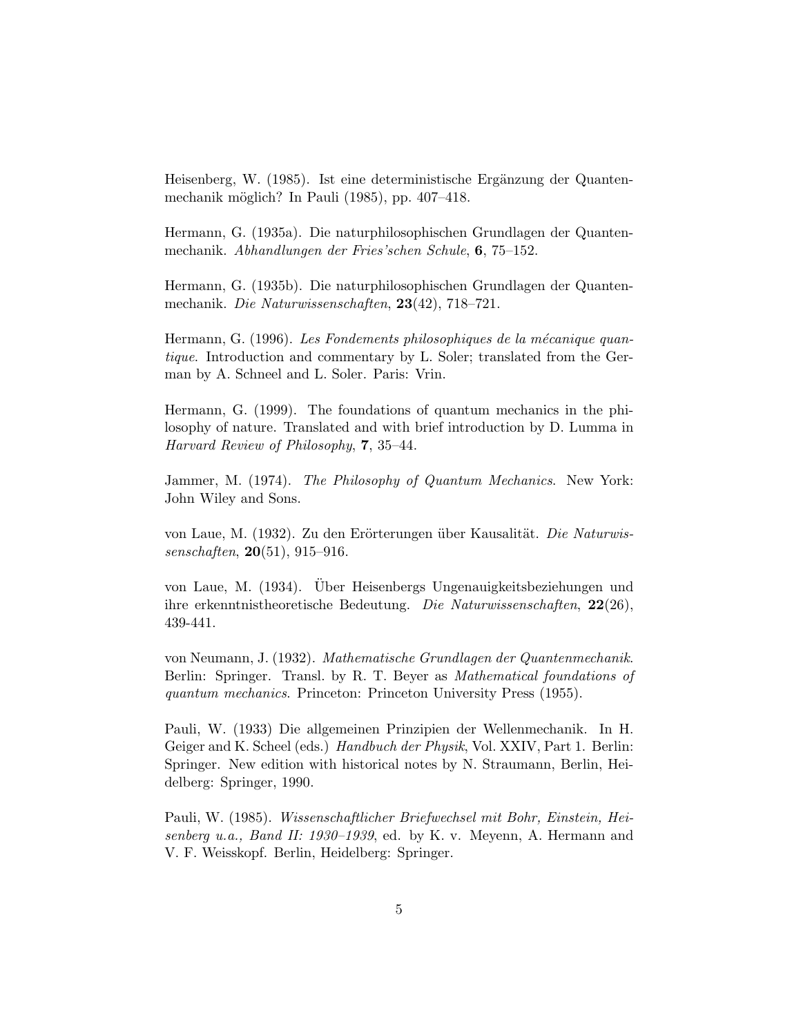Heisenberg, W. (1985). Ist eine deterministische Ergänzung der Quantenmechanik möglich? In Pauli (1985), pp. 407–418.

Hermann, G. (1935a). Die naturphilosophischen Grundlagen der Quantenmechanik. *Abhandlungen der Fries'schen Schule*, **6**, 75–152.

Hermann, G. (1935b). Die naturphilosophischen Grundlagen der Quantenmechanik. *Die Naturwissenschaften*, **23**(42), 718–721.

Hermann, G. (1996). *Les Fondements philosophiques de la mécanique quantique*. Introduction and commentary by L. Soler; translated from the German by A. Schneel and L. Soler. Paris: Vrin.

Hermann, G. (1999). The foundations of quantum mechanics in the philosophy of nature. Translated and with brief introduction by D. Lumma in *Harvard Review of Philosophy*, **7**, 35–44.

Jammer, M. (1974). *The Philosophy of Quantum Mechanics*. New York: John Wiley and Sons.

von Laue, M. (1932). Zu den Erörterungen über Kausalität. *Die Naturwissenschaften*, **20**(51), 915–916.

von Laue, M. (1934). Über Heisenbergs Ungenauigkeitsbeziehungen und ihre erkenntnistheoretische Bedeutung. *Die Naturwissenschaften*, **22**(26), 439-441.

von Neumann, J. (1932). *Mathematische Grundlagen der Quantenmechanik*. Berlin: Springer. Transl. by R. T. Beyer as *Mathematical foundations of quantum mechanics*. Princeton: Princeton University Press (1955).

Pauli, W. (1933) Die allgemeinen Prinzipien der Wellenmechanik. In H. Geiger and K. Scheel (eds.) *Handbuch der Physik*, Vol. XXIV, Part 1. Berlin: Springer. New edition with historical notes by N. Straumann, Berlin, Heidelberg: Springer, 1990.

Pauli, W. (1985). *Wissenschaftlicher Briefwechsel mit Bohr, Einstein, Heisenberg u.a., Band II: 1930–1939*, ed. by K. v. Meyenn, A. Hermann and V. F. Weisskopf. Berlin, Heidelberg: Springer.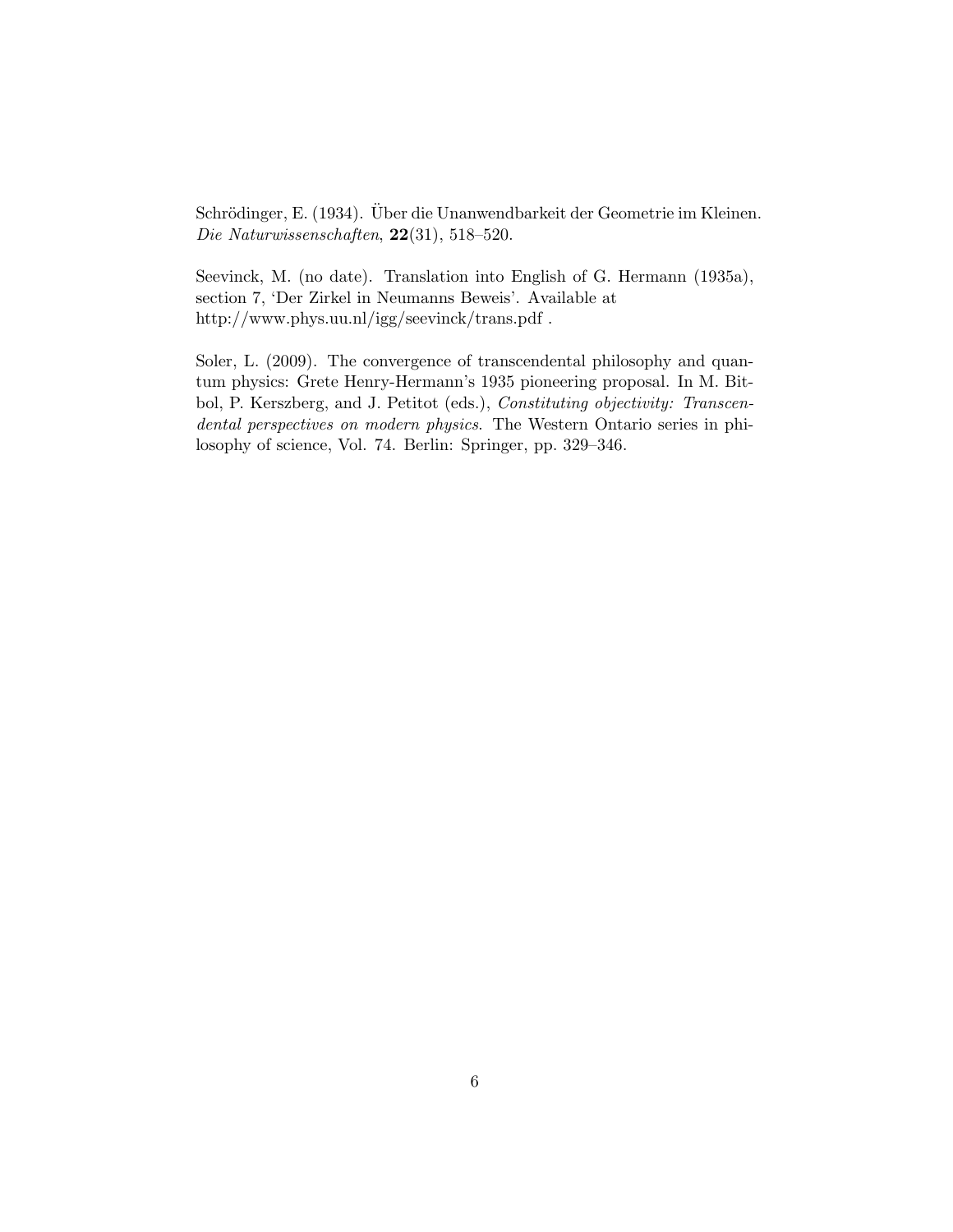Schrödinger, E. (1934). Über die Unanwendbarkeit der Geometrie im Kleinen. *Die Naturwissenschaften*, **22**(31), 518–520.

Seevinck, M. (no date). Translation into English of G. Hermann (1935a), section 7, 'Der Zirkel in Neumanns Beweis'. Available at http://www.phys.uu.nl/igg/seevinck/trans.pdf .

Soler, L. (2009). The convergence of transcendental philosophy and quantum physics: Grete Henry-Hermann's 1935 pioneering proposal. In M. Bitbol, P. Kerszberg, and J. Petitot (eds.), *Constituting objectivity: Transcendental perspectives on modern physics*. The Western Ontario series in philosophy of science, Vol. 74. Berlin: Springer, pp. 329–346.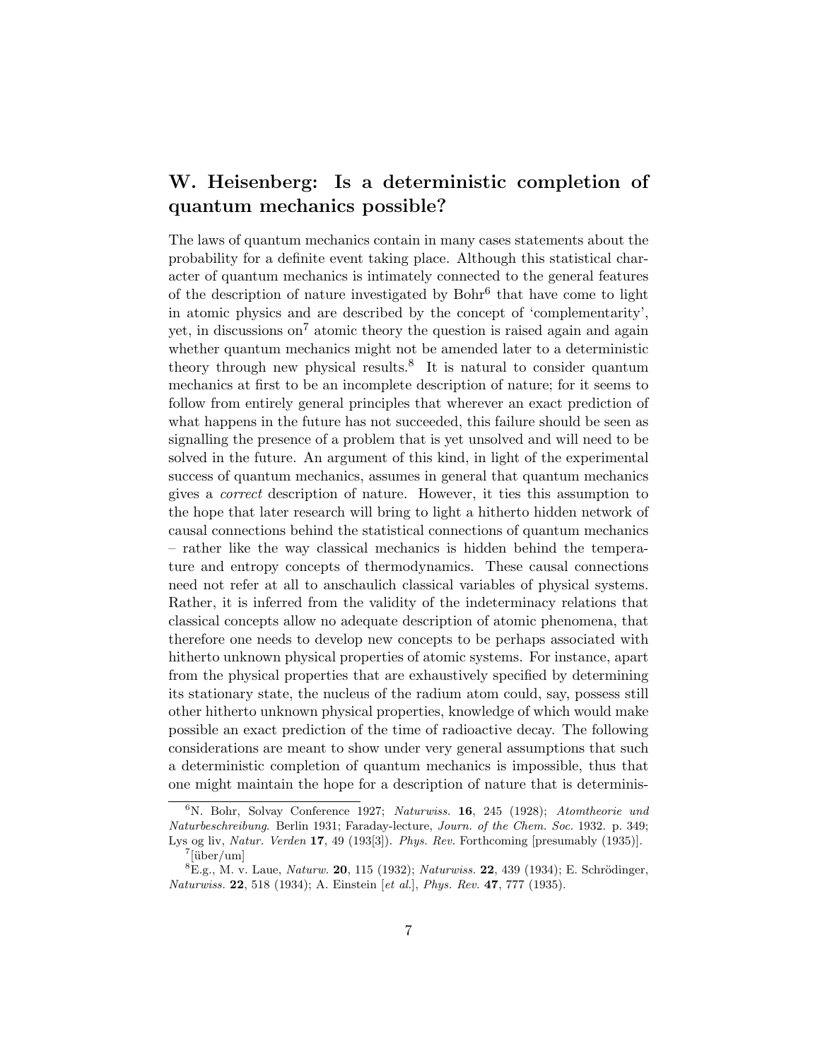## W. Heisenberg: Is a deterministic completion of quantum mechanics possible?

The laws of quantum mechanics contain in many cases statements about the probability for a definite event taking place. Although this statistical character of quantum mechanics is intimately connected to the general features of the description of nature investigated by Bohr[6] that have come to light in atomic physics and are described by the concept of 'complementarity', yet, in discussions on[7] atomic theory the question is raised again and again whether quantum mechanics might not be amended later to a deterministic theory through new physical results.[8] It is natural to consider quantum mechanics at first to be an incomplete description of nature; for it seems to follow from entirely general principles that wherever an exact prediction of what happens in the future has not succeeded, this failure should be seen as signalling the presence of a problem that is yet unsolved and will need to be solved in the future. An argument of this kind, in light of the experimental success of quantum mechanics, assumes in general that quantum mechanics gives a *correct* description of nature. However, it ties this assumption to the hope that later research will bring to light a hitherto hidden network of causal connections behind the statistical connections of quantum mechanics – rather like the way classical mechanics is hidden behind the temperature and entropy concepts of thermodynamics. These causal connections need not refer at all to anschaulich classical variables of physical systems. Rather, it is inferred from the validity of the indeterminacy relations that classical concepts allow no adequate description of atomic phenomena, that therefore one needs to develop new concepts to be perhaps associated with hitherto unknown physical properties of atomic systems. For instance, apart from the physical properties that are exhaustively specified by determining its stationary state, the nucleus of the radium atom could, say, possess still other hitherto unknown physical properties, knowledge of which would make possible an exact prediction of the time of radioactive decay. The following considerations are meant to show under very general assumptions that such a deterministic completion of quantum mechanics is impossible, thus that one might maintain the hope for a description of nature that is determinis-

---

[6] N. Bohr, Solvay Conference 1927; *Naturwiss.* **16**, 245 (1928); *Atomtheorie und Naturbeschreibung*. Berlin 1931; Faraday-lecture, *Journ. of the Chem. Soc.* 1932. p. 349; Lys og liv, *Natur. Verden* **17**, 49 (193[3]). *Phys. Rev.* Forthcoming [presumably (1935)].

[7] [über/um]

[8] E.g., M. v. Laue, *Naturw.* **20**, 115 (1932); *Naturwiss.* **22**, 439 (1934); E. Schrödinger, *Naturwiss.* **22**, 518 (1934); A. Einstein [*et al.*], *Phys. Rev.* **47**, 777 (1935).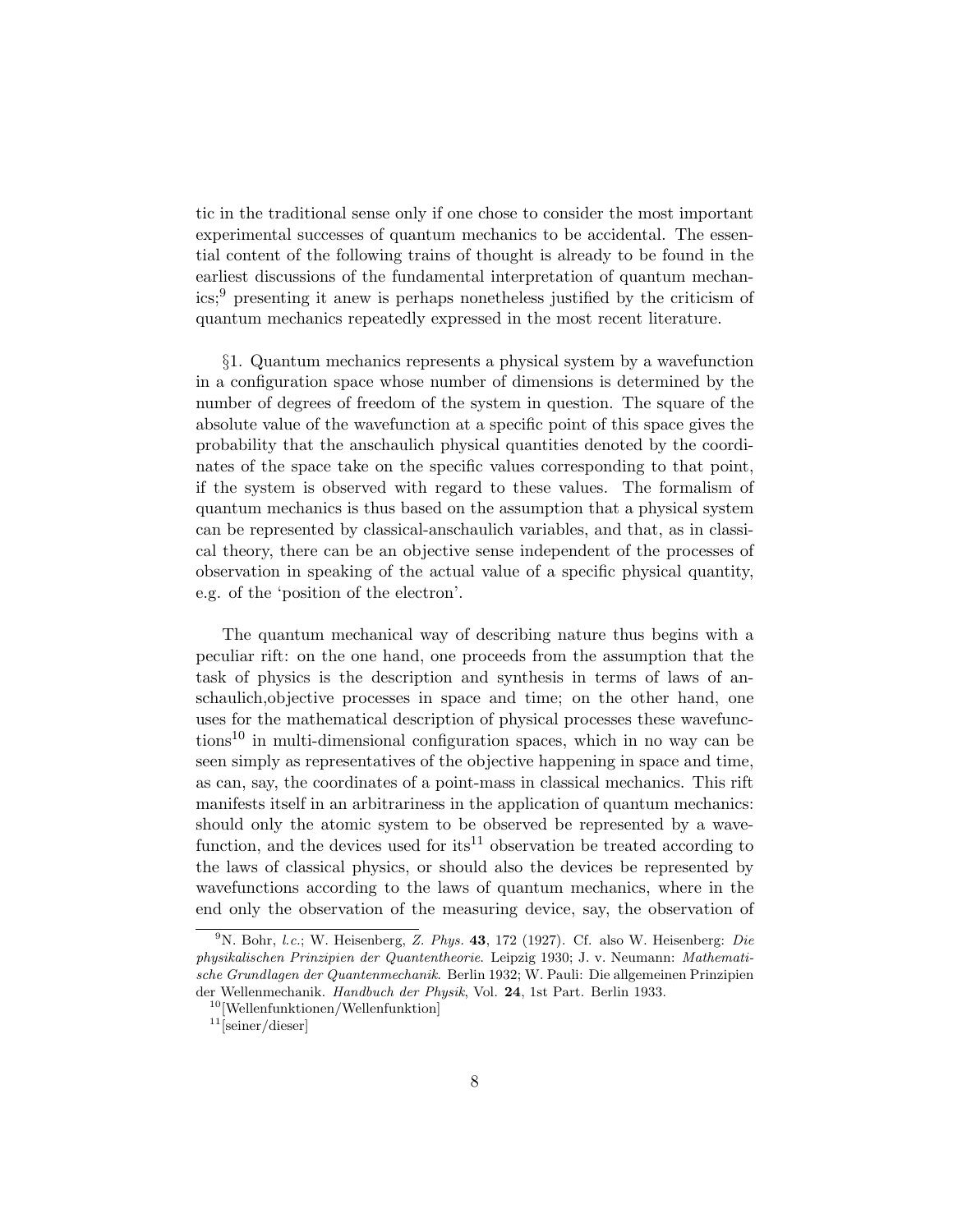tic in the traditional sense only if one chose to consider the most important experimental successes of quantum mechanics to be accidental. The essential content of the following trains of thought is already to be found in the earliest discussions of the fundamental interpretation of quantum mechanics;[9] presenting it anew is perhaps nonetheless justified by the criticism of quantum mechanics repeatedly expressed in the most recent literature.

§1. Quantum mechanics represents a physical system by a wavefunction in a configuration space whose number of dimensions is determined by the number of degrees of freedom of the system in question. The square of the absolute value of the wavefunction at a specific point of this space gives the probability that the anschaulich physical quantities denoted by the coordinates of the space take on the specific values corresponding to that point, if the system is observed with regard to these values. The formalism of quantum mechanics is thus based on the assumption that a physical system can be represented by classical-anschaulich variables, and that, as in classical theory, there can be an objective sense independent of the processes of observation in speaking of the actual value of a specific physical quantity, e.g. of the 'position of the electron'.

The quantum mechanical way of describing nature thus begins with a peculiar rift: on the one hand, one proceeds from the assumption that the task of physics is the description and synthesis in terms of laws of anschaulich,objective processes in space and time; on the other hand, one uses for the mathematical description of physical processes these wavefunctions[10] in multi-dimensional configuration spaces, which in no way can be seen simply as representatives of the objective happening in space and time, as can, say, the coordinates of a point-mass in classical mechanics. This rift manifests itself in an arbitrariness in the application of quantum mechanics: should only the atomic system to be observed be represented by a wavefunction, and the devices used for its[11] observation be treated according to the laws of classical physics, or should also the devices be represented by wavefunctions according to the laws of quantum mechanics, where in the end only the observation of the measuring device, say, the observation of

---

[9] N. Bohr, *l.c.*; W. Heisenberg, *Z. Phys.* **43**, 172 (1927). Cf. also W. Heisenberg: *Die physikalischen Prinzipien der Quantentheorie*. Leipzig 1930; J. v. Neumann: *Mathematische Grundlagen der Quantenmechanik*. Berlin 1932; W. Pauli: Die allgemeinen Prinzipien der Wellenmechanik. *Handbuch der Physik*, Vol. **24**, 1st Part. Berlin 1933.

[10] [Wellenfunktionen/Wellenfunktion]

[11] [seiner/dieser]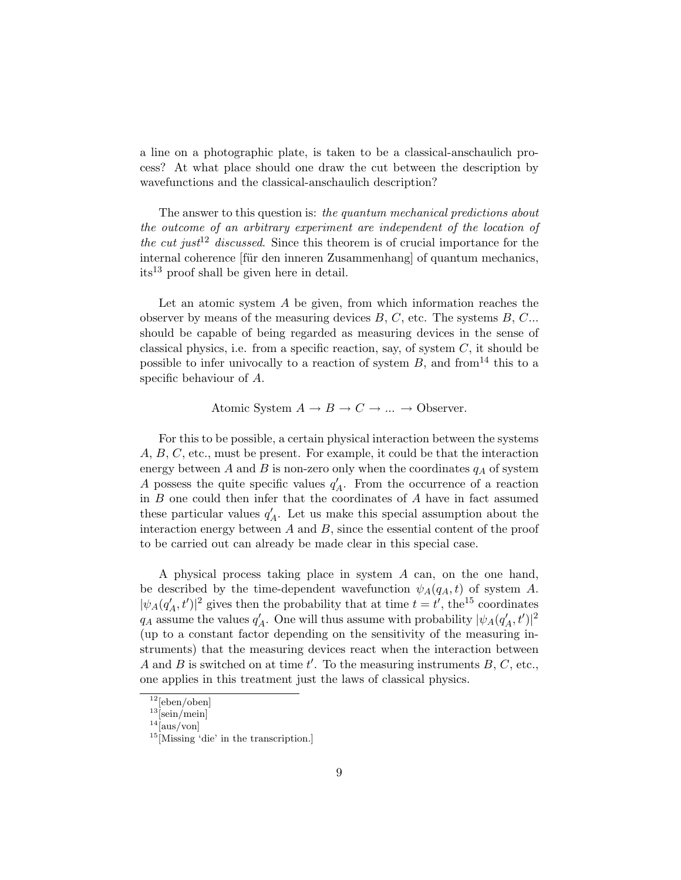a line on a photographic plate, is taken to be a classical-anschaulich process? At what place should one draw the cut between the description by wavefunctions and the classical-anschaulich description?

The answer to this question is: *the quantum mechanical predictions about the outcome of an arbitrary experiment are independent of the location of the cut just*[12] *discussed*. Since this theorem is of crucial importance for the internal coherence [für den inneren Zusammenhang] of quantum mechanics, its[13] proof shall be given here in detail.

Let an atomic system $A$ be given, from which information reaches the observer by means of the measuring devices $B$, $C$, etc. The systems $B$, $C$... should be capable of being regarded as measuring devices in the sense of classical physics, i.e. from a specific reaction, say, of system $C$, it should be possible to infer univocally to a reaction of system $B$, and from[14] this to a specific behaviour of $A$.

$$\text{Atomic System } A \rightarrow B \rightarrow C \rightarrow \ldots \rightarrow \text{Observer.}$$

For this to be possible, a certain physical interaction between the systems $A$, $B$, $C$, etc., must be present. For example, it could be that the interaction energy between $A$ and $B$ is non-zero only when the coordinates $q_A$ of system $A$ possess the quite specific values $q'_A$. From the occurrence of a reaction in $B$ one could then infer that the coordinates of $A$ have in fact assumed these particular values $q'_A$. Let us make this special assumption about the interaction energy between $A$ and $B$, since the essential content of the proof to be carried out can already be made clear in this special case.

A physical process taking place in system $A$ can, on the one hand, be described by the time-dependent wavefunction $\psi_A(q_A, t)$ of system $A$. $|\psi_A(q'_A, t')|^2$ gives then the probability that at time $t = t'$, the[15] coordinates $q_A$ assume the values $q'_A$. One will thus assume with probability $|\psi_A(q'_A, t')|^2$ (up to a constant factor depending on the sensitivity of the measuring instruments) that the measuring devices react when the interaction between $A$ and $B$ is switched on at time $t'$. To the measuring instruments $B$, $C$, etc., one applies in this treatment just the laws of classical physics.

---

[12] [eben/oben]

[13] [sein/mein]

[14] [aus/von]

[15] [Missing 'die' in the transcription.]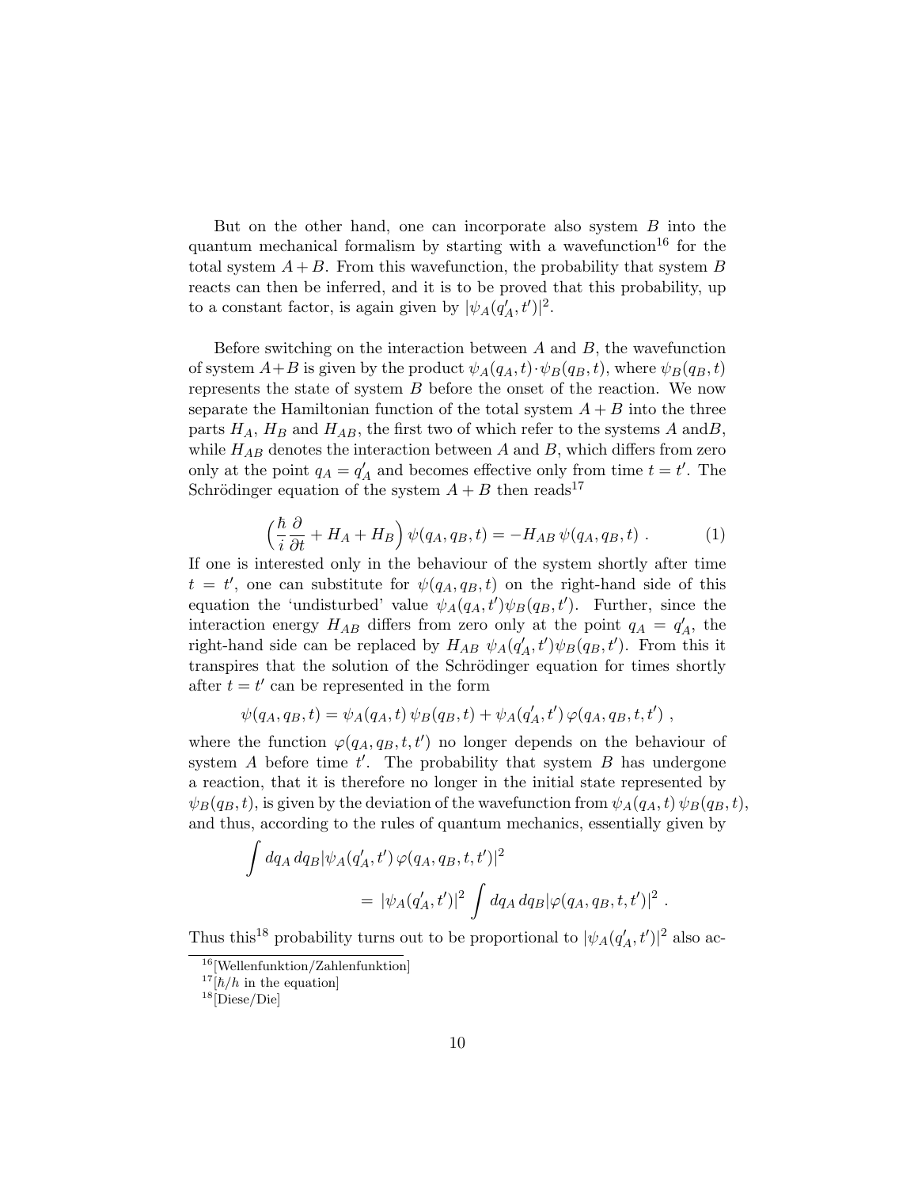But on the other hand, one can incorporate also system $B$ into the quantum mechanical formalism by starting with a wavefunction[16] for the total system $A+B$. From this wavefunction, the probability that system $B$ reacts can then be inferred, and it is to be proved that this probability, up to a constant factor, is again given by $|\psi_A(q'_A, t')|^2$.

Before switching on the interaction between $A$ and $B$, the wavefunction of system $A+B$ is given by the product $\psi_A(q_A, t) \cdot \psi_B(q_B, t)$, where $\psi_B(q_B, t)$ represents the state of system $B$ before the onset of the reaction. We now separate the Hamiltonian function of the total system $A+B$ into the three parts $H_A$, $H_B$ and $H_{AB}$, the first two of which refer to the systems $A$ and$B$, while $H_{AB}$ denotes the interaction between $A$ and $B$, which differs from zero only at the point $q_A = q'_A$ and becomes effective only from time $t = t'$. The Schrödinger equation of the system $A+B$ then reads[17]

$$\Big(\frac{\hbar}{i}\frac{\partial}{\partial t} + H_A + H_B\Big)\, \psi(q_A, q_B, t) = -H_{AB}\, \psi(q_A, q_B, t)\ . \tag{1}$$

If one is interested only in the behaviour of the system shortly after time $t = t'$, one can substitute for $\psi(q_A, q_B, t)$ on the right-hand side of this equation the 'undisturbed' value $\psi_A(q_A, t')\psi_B(q_B, t')$. Further, since the interaction energy $H_{AB}$ differs from zero only at the point $q_A = q'_A$, the right-hand side can be replaced by $H_{AB}\ \psi_A(q'_A, t')\psi_B(q_B, t')$. From this it transpires that the solution of the Schrödinger equation for times shortly after $t = t'$ can be represented in the form

$$\psi(q_A, q_B, t) = \psi_A(q_A, t)\, \psi_B(q_B, t) + \psi_A(q'_A, t')\, \varphi(q_A, q_B, t, t')\ ,$$

where the function $\varphi(q_A, q_B, t, t')$ no longer depends on the behaviour of system $A$ before time $t'$. The probability that system $B$ has undergone a reaction, that it is therefore no longer in the initial state represented by $\psi_B(q_B, t)$, is given by the deviation of the wavefunction from $\psi_A(q_A, t)\, \psi_B(q_B, t)$, and thus, according to the rules of quantum mechanics, essentially given by

$$\int dq_A\, dq_B |\psi_A(q'_A, t')\, \varphi(q_A, q_B, t, t')|^2 = |\psi_A(q'_A, t')|^2 \int dq_A\, dq_B |\varphi(q_A, q_B, t, t')|^2\ .$$

Thus this[18] probability turns out to be proportional to $|\psi_A(q'_A, t')|^2$ also ac-

[16] [Wellenfunktion/Zahlenfunktion]

[17] [$\hbar/h$ in the equation]

[18] [Diese/Die]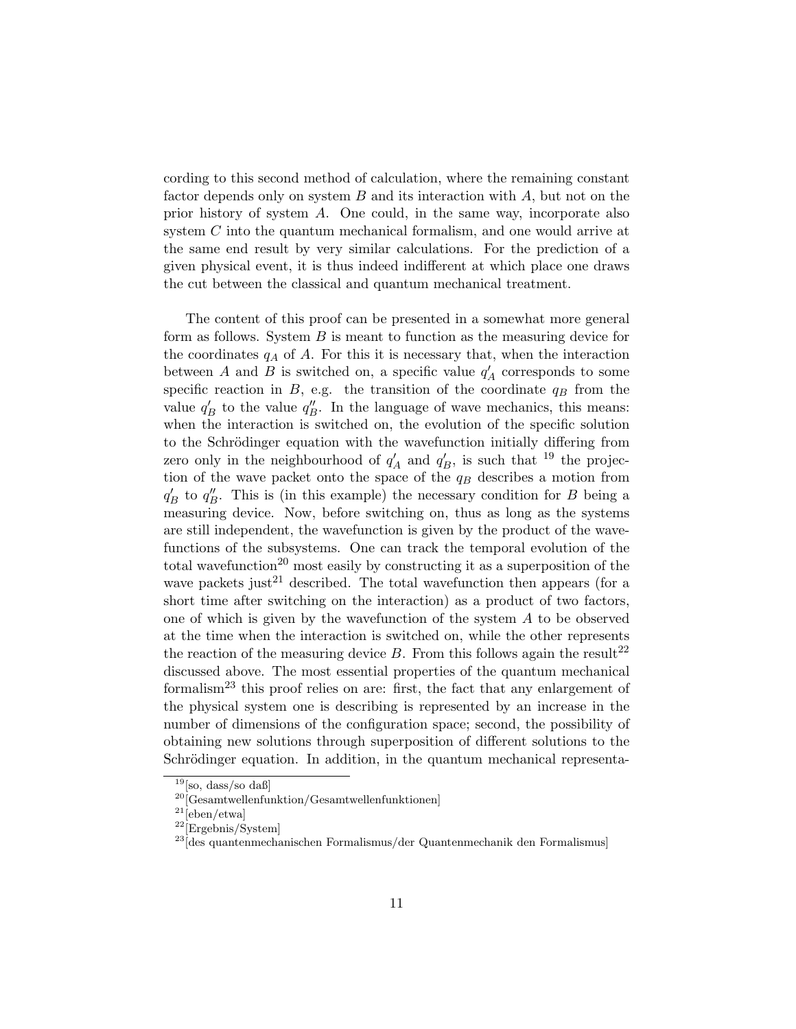cording to this second method of calculation, where the remaining constant factor depends only on system $B$ and its interaction with $A$, but not on the prior history of system $A$. One could, in the same way, incorporate also system $C$ into the quantum mechanical formalism, and one would arrive at the same end result by very similar calculations. For the prediction of a given physical event, it is thus indeed indifferent at which place one draws the cut between the classical and quantum mechanical treatment.

The content of this proof can be presented in a somewhat more general form as follows. System $B$ is meant to function as the measuring device for the coordinates $q_A$ of $A$. For this it is necessary that, when the interaction between $A$ and $B$ is switched on, a specific value $q'_A$ corresponds to some specific reaction in $B$, e.g. the transition of the coordinate $q_B$ from the value $q'_B$ to the value $q''_B$. In the language of wave mechanics, this means: when the interaction is switched on, the evolution of the specific solution to the Schrödinger equation with the wavefunction initially differing from zero only in the neighbourhood of $q'_A$ and $q'_B$, is such that [19] the projection of the wave packet onto the space of the $q_B$ describes a motion from $q'_B$ to $q''_B$. This is (in this example) the necessary condition for $B$ being a measuring device. Now, before switching on, thus as long as the systems are still independent, the wavefunction is given by the product of the wavefunctions of the subsystems. One can track the temporal evolution of the total wavefunction[20] most easily by constructing it as a superposition of the wave packets just[21] described. The total wavefunction then appears (for a short time after switching on the interaction) as a product of two factors, one of which is given by the wavefunction of the system $A$ to be observed at the time when the interaction is switched on, while the other represents the reaction of the measuring device $B$. From this follows again the result[22] discussed above. The most essential properties of the quantum mechanical formalism[23] this proof relies on are: first, the fact that any enlargement of the physical system one is describing is represented by an increase in the number of dimensions of the configuration space; second, the possibility of obtaining new solutions through superposition of different solutions to the Schrödinger equation. In addition, in the quantum mechanical representa-

[19] [so, dass/so daß]

[20] [Gesamtwellenfunktion/Gesamtwellenfunktionen]

[21] [eben/etwa]

[22] [Ergebnis/System]

[23] [des quantenmechanischen Formalismus/der Quantenmechanik den Formalismus]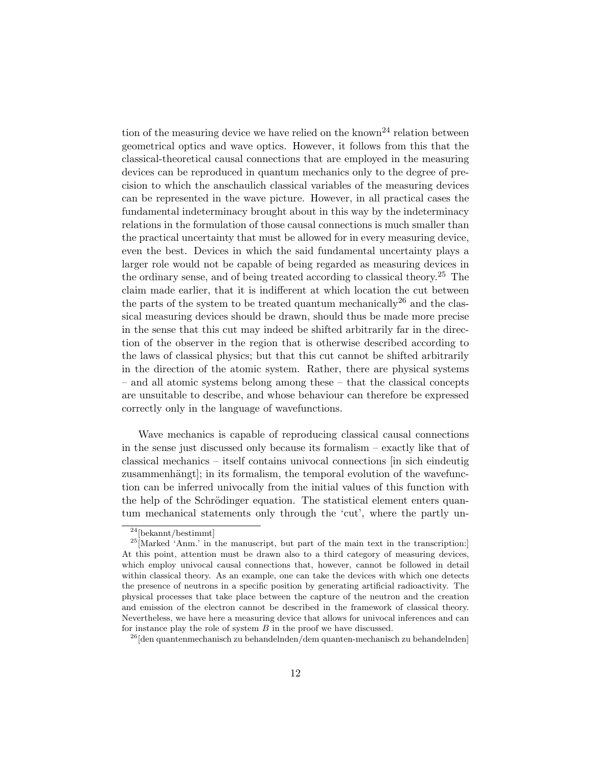tion of the measuring device we have relied on the known[24] relation between geometrical optics and wave optics. However, it follows from this that the classical-theoretical causal connections that are employed in the measuring devices can be reproduced in quantum mechanics only to the degree of precision to which the anschaulich classical variables of the measuring devices can be represented in the wave picture. However, in all practical cases the fundamental indeterminacy brought about in this way by the indeterminacy relations in the formulation of those causal connections is much smaller than the practical uncertainty that must be allowed for in every measuring device, even the best. Devices in which the said fundamental uncertainty plays a larger role would not be capable of being regarded as measuring devices in the ordinary sense, and of being treated according to classical theory.[25] The claim made earlier, that it is indifferent at which location the cut between the parts of the system to be treated quantum mechanically[26] and the classical measuring devices should be drawn, should thus be made more precise in the sense that this cut may indeed be shifted arbitrarily far in the direction of the observer in the region that is otherwise described according to the laws of classical physics; but that this cut cannot be shifted arbitrarily in the direction of the atomic system. Rather, there are physical systems – and all atomic systems belong among these – that the classical concepts are unsuitable to describe, and whose behaviour can therefore be expressed correctly only in the language of wavefunctions.

Wave mechanics is capable of reproducing classical causal connections in the sense just discussed only because its formalism – exactly like that of classical mechanics – itself contains univocal connections [in sich eindeutig zusammenhängt]; in its formalism, the temporal evolution of the wavefunction can be inferred univocally from the initial values of this function with the help of the Schrödinger equation. The statistical element enters quantum mechanical statements only through the 'cut', where the partly un-

[24] [bekannt/bestimmt]

[25] [Marked 'Anm.' in the manuscript, but part of the main text in the transcription:] At this point, attention must be drawn also to a third category of measuring devices, which employ univocal causal connections that, however, cannot be followed in detail within classical theory. As an example, one can take the devices with which one detects the presence of neutrons in a specific position by generating artificial radioactivity. The physical processes that take place between the capture of the neutron and the creation and emission of the electron cannot be described in the framework of classical theory. Nevertheless, we have here a measuring device that allows for univocal inferences and can for instance play the role of system $B$ in the proof we have discussed.

[26] [den quantenmechanisch zu behandelnden/dem quanten-mechanisch zu behandelnden]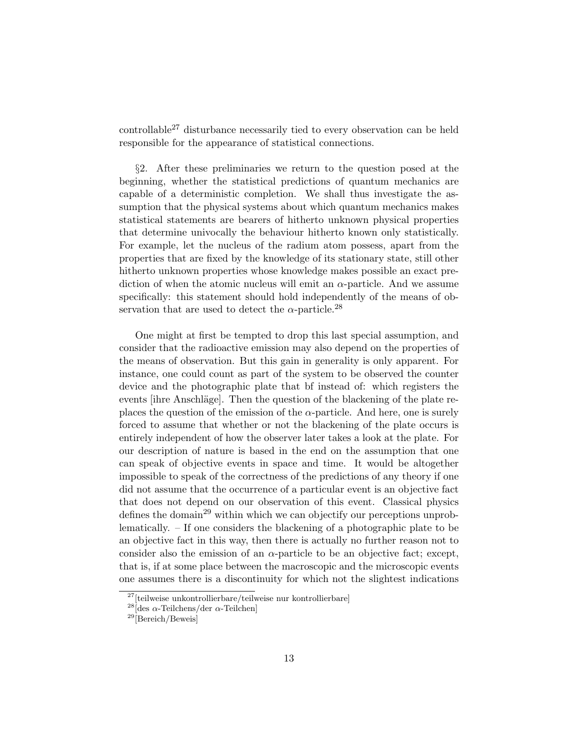controllable[27] disturbance necessarily tied to every observation can be held responsible for the appearance of statistical connections.

§2. After these preliminaries we return to the question posed at the beginning, whether the statistical predictions of quantum mechanics are capable of a deterministic completion. We shall thus investigate the assumption that the physical systems about which quantum mechanics makes statistical statements are bearers of hitherto unknown physical properties that determine univocally the behaviour hitherto known only statistically. For example, let the nucleus of the radium atom possess, apart from the properties that are fixed by the knowledge of its stationary state, still other hitherto unknown properties whose knowledge makes possible an exact prediction of when the atomic nucleus will emit an $\alpha$-particle. And we assume specifically: this statement should hold independently of the means of observation that are used to detect the $\alpha$-particle.[28]

One might at first be tempted to drop this last special assumption, and consider that the radioactive emission may also depend on the properties of the means of observation. But this gain in generality is only apparent. For instance, one could count as part of the system to be observed the counter device and the photographic plate that bf instead of: which registers the events [ihre Anschläge]. Then the question of the blackening of the plate replaces the question of the emission of the $\alpha$-particle. And here, one is surely forced to assume that whether or not the blackening of the plate occurs is entirely independent of how the observer later takes a look at the plate. For our description of nature is based in the end on the assumption that one can speak of objective events in space and time. It would be altogether impossible to speak of the correctness of the predictions of any theory if one did not assume that the occurrence of a particular event is an objective fact that does not depend on our observation of this event. Classical physics defines the domain[29] within which we can objectify our perceptions unproblematically. – If one considers the blackening of a photographic plate to be an objective fact in this way, then there is actually no further reason not to consider also the emission of an $\alpha$-particle to be an objective fact; except, that is, if at some place between the macroscopic and the microscopic events one assumes there is a discontinuity for which not the slightest indications

[27] [teilweise unkontrollierbare/teilweise nur kontrollierbare]

[28] [des $\alpha$-Teilchens/der $\alpha$-Teilchen]

[29] [Bereich/Beweis]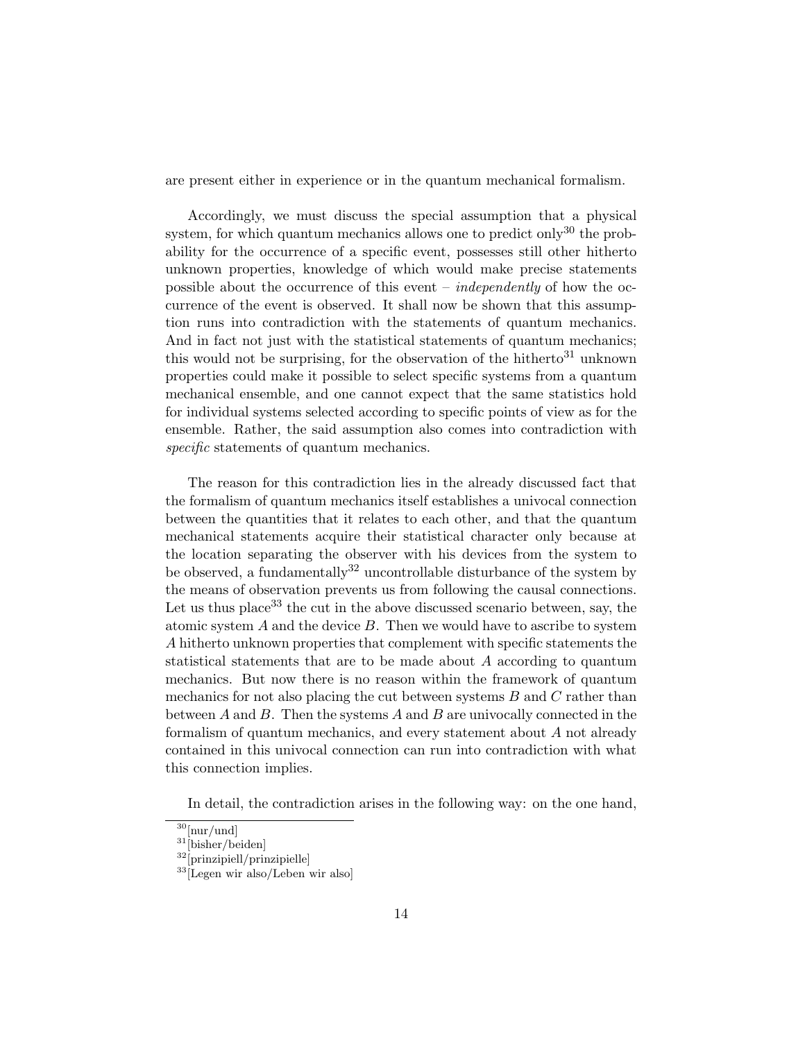are present either in experience or in the quantum mechanical formalism.

Accordingly, we must discuss the special assumption that a physical system, for which quantum mechanics allows one to predict only[30] the probability for the occurrence of a specific event, possesses still other hitherto unknown properties, knowledge of which would make precise statements possible about the occurrence of this event – *independently* of how the occurrence of the event is observed. It shall now be shown that this assumption runs into contradiction with the statements of quantum mechanics. And in fact not just with the statistical statements of quantum mechanics; this would not be surprising, for the observation of the hitherto[31] unknown properties could make it possible to select specific systems from a quantum mechanical ensemble, and one cannot expect that the same statistics hold for individual systems selected according to specific points of view as for the ensemble. Rather, the said assumption also comes into contradiction with *specific* statements of quantum mechanics.

The reason for this contradiction lies in the already discussed fact that the formalism of quantum mechanics itself establishes a univocal connection between the quantities that it relates to each other, and that the quantum mechanical statements acquire their statistical character only because at the location separating the observer with his devices from the system to be observed, a fundamentally[32] uncontrollable disturbance of the system by the means of observation prevents us from following the causal connections. Let us thus place[33] the cut in the above discussed scenario between, say, the atomic system $A$ and the device $B$. Then we would have to ascribe to system $A$ hitherto unknown properties that complement with specific statements the statistical statements that are to be made about $A$ according to quantum mechanics. But now there is no reason within the framework of quantum mechanics for not also placing the cut between systems $B$ and $C$ rather than between $A$ and $B$. Then the systems $A$ and $B$ are univocally connected in the formalism of quantum mechanics, and every statement about $A$ not already contained in this univocal connection can run into contradiction with what this connection implies.

In detail, the contradiction arises in the following way: on the one hand,

[30] [nur/und]

[31] [bisher/beiden]

[32] [prinzipiell/prinzipielle]

[33] [Legen wir also/Leben wir also]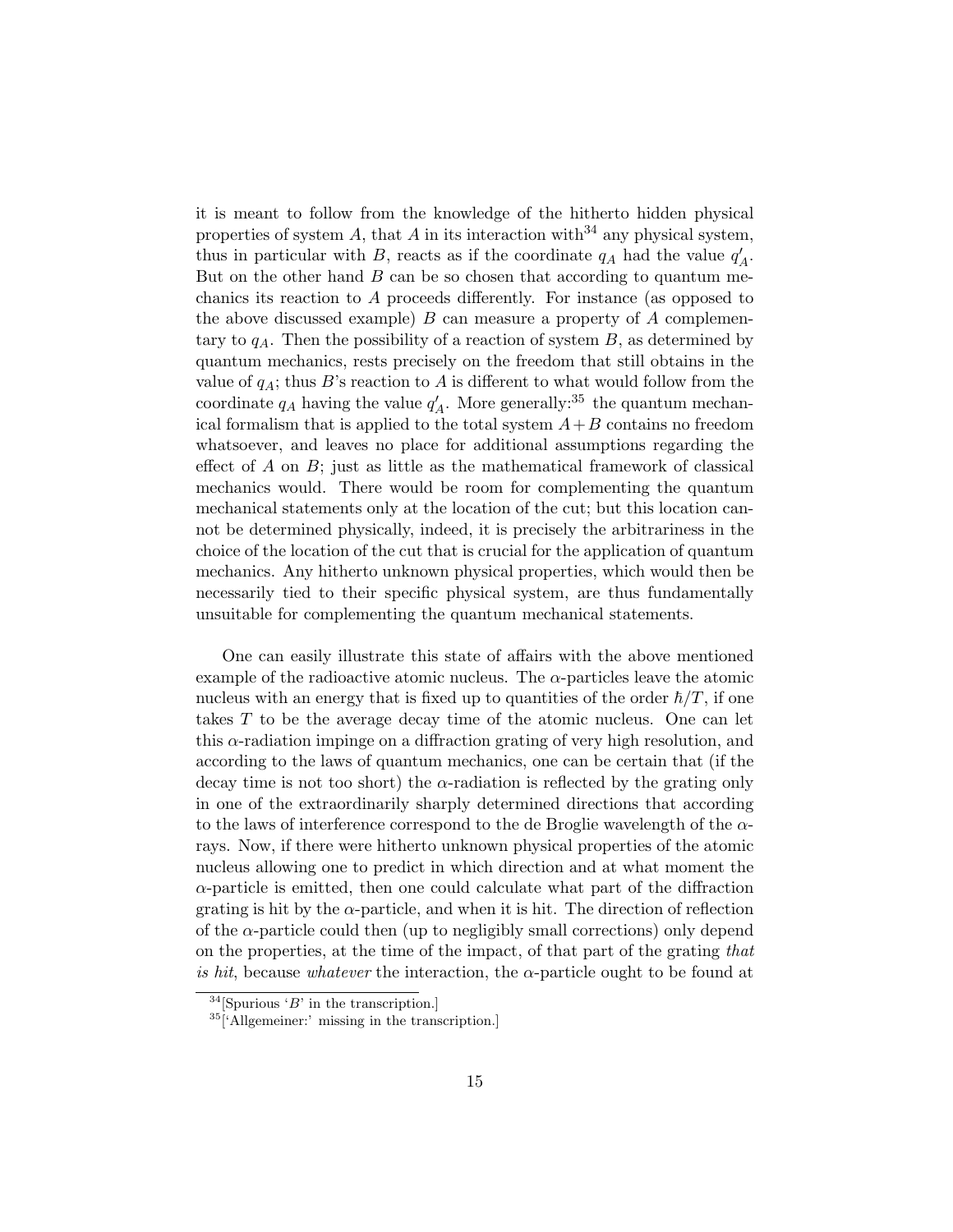it is meant to follow from the knowledge of the hitherto hidden physical properties of system $A$, that $A$ in its interaction with[34] any physical system, thus in particular with $B$, reacts as if the coordinate $q_A$ had the value $q'_A$. But on the other hand $B$ can be so chosen that according to quantum mechanics its reaction to $A$ proceeds differently. For instance (as opposed to the above discussed example) $B$ can measure a property of $A$ complementary to $q_A$. Then the possibility of a reaction of system $B$, as determined by quantum mechanics, rests precisely on the freedom that still obtains in the value of $q_A$; thus $B$'s reaction to $A$ is different to what would follow from the coordinate $q_A$ having the value $q'_A$. More generally:[35] the quantum mechanical formalism that is applied to the total system $A+B$ contains no freedom whatsoever, and leaves no place for additional assumptions regarding the effect of $A$ on $B$; just as little as the mathematical framework of classical mechanics would. There would be room for complementing the quantum mechanical statements only at the location of the cut; but this location cannot be determined physically, indeed, it is precisely the arbitrariness in the choice of the location of the cut that is crucial for the application of quantum mechanics. Any hitherto unknown physical properties, which would then be necessarily tied to their specific physical system, are thus fundamentally unsuitable for complementing the quantum mechanical statements.

One can easily illustrate this state of affairs with the above mentioned example of the radioactive atomic nucleus. The $\alpha$-particles leave the atomic nucleus with an energy that is fixed up to quantities of the order $\hbar/T$, if one takes $T$ to be the average decay time of the atomic nucleus. One can let this $\alpha$-radiation impinge on a diffraction grating of very high resolution, and according to the laws of quantum mechanics, one can be certain that (if the decay time is not too short) the $\alpha$-radiation is reflected by the grating only in one of the extraordinarily sharply determined directions that according to the laws of interference correspond to the de Broglie wavelength of the $\alpha$-rays. Now, if there were hitherto unknown physical properties of the atomic nucleus allowing one to predict in which direction and at what moment the $\alpha$-particle is emitted, then one could calculate what part of the diffraction grating is hit by the $\alpha$-particle, and when it is hit. The direction of reflection of the $\alpha$-particle could then (up to negligibly small corrections) only depend on the properties, at the time of the impact, of that part of the grating *that is hit*, because *whatever* the interaction, the $\alpha$-particle ought to be found at

[34] [Spurious '$B$' in the transcription.]

[35] ['Allgemeiner:' missing in the transcription.]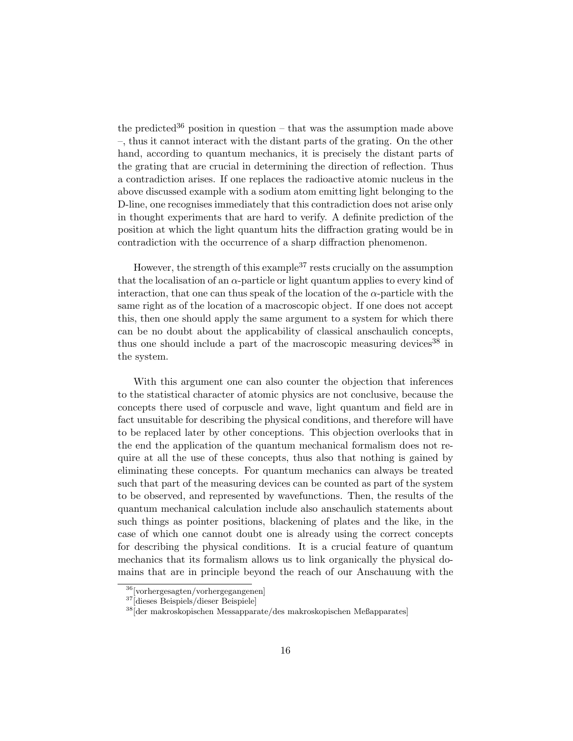the predicted[36] position in question – that was the assumption made above –, thus it cannot interact with the distant parts of the grating. On the other hand, according to quantum mechanics, it is precisely the distant parts of the grating that are crucial in determining the direction of reflection. Thus a contradiction arises. If one replaces the radioactive atomic nucleus in the above discussed example with a sodium atom emitting light belonging to the D-line, one recognises immediately that this contradiction does not arise only in thought experiments that are hard to verify. A definite prediction of the position at which the light quantum hits the diffraction grating would be in contradiction with the occurrence of a sharp diffraction phenomenon.

However, the strength of this example[37] rests crucially on the assumption that the localisation of an $\alpha$-particle or light quantum applies to every kind of interaction, that one can thus speak of the location of the $\alpha$-particle with the same right as of the location of a macroscopic object. If one does not accept this, then one should apply the same argument to a system for which there can be no doubt about the applicability of classical anschaulich concepts, thus one should include a part of the macroscopic measuring devices[38] in the system.

With this argument one can also counter the objection that inferences to the statistical character of atomic physics are not conclusive, because the concepts there used of corpuscle and wave, light quantum and field are in fact unsuitable for describing the physical conditions, and therefore will have to be replaced later by other conceptions. This objection overlooks that in the end the application of the quantum mechanical formalism does not require at all the use of these concepts, thus also that nothing is gained by eliminating these concepts. For quantum mechanics can always be treated such that part of the measuring devices can be counted as part of the system to be observed, and represented by wavefunctions. Then, the results of the quantum mechanical calculation include also anschaulich statements about such things as pointer positions, blackening of plates and the like, in the case of which one cannot doubt one is already using the correct concepts for describing the physical conditions. It is a crucial feature of quantum mechanics that its formalism allows us to link organically the physical domains that are in principle beyond the reach of our Anschauung with the

[36] [vorhergesagten/vorhergegangenen]

[37] [dieses Beispiels/dieser Beispiele]

[38] [der makroskopischen Messapparate/des makroskopischen Meßapparates]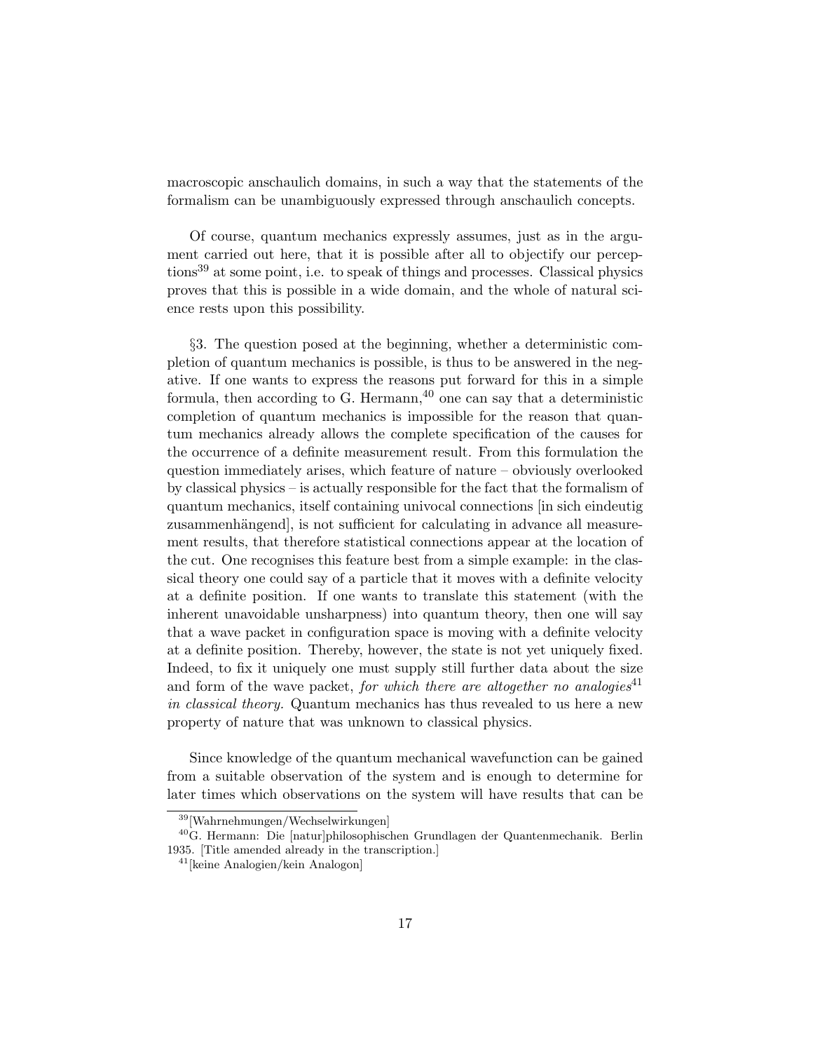macroscopic anschaulich domains, in such a way that the statements of the formalism can be unambiguously expressed through anschaulich concepts.

Of course, quantum mechanics expressly assumes, just as in the argument carried out here, that it is possible after all to objectify our perceptions[39] at some point, i.e. to speak of things and processes. Classical physics proves that this is possible in a wide domain, and the whole of natural science rests upon this possibility.

§3. The question posed at the beginning, whether a deterministic completion of quantum mechanics is possible, is thus to be answered in the negative. If one wants to express the reasons put forward for this in a simple formula, then according to G. Hermann,[40] one can say that a deterministic completion of quantum mechanics is impossible for the reason that quantum mechanics already allows the complete specification of the causes for the occurrence of a definite measurement result. From this formulation the question immediately arises, which feature of nature – obviously overlooked by classical physics – is actually responsible for the fact that the formalism of quantum mechanics, itself containing univocal connections [in sich eindeutig zusammenhängend], is not sufficient for calculating in advance all measurement results, that therefore statistical connections appear at the location of the cut. One recognises this feature best from a simple example: in the classical theory one could say of a particle that it moves with a definite velocity at a definite position. If one wants to translate this statement (with the inherent unavoidable unsharpness) into quantum theory, then one will say that a wave packet in configuration space is moving with a definite velocity at a definite position. Thereby, however, the state is not yet uniquely fixed. Indeed, to fix it uniquely one must supply still further data about the size and form of the wave packet, *for which there are altogether no analogies*[41] *in classical theory.* Quantum mechanics has thus revealed to us here a new property of nature that was unknown to classical physics.

Since knowledge of the quantum mechanical wavefunction can be gained from a suitable observation of the system and is enough to determine for later times which observations on the system will have results that can be

[39] [Wahrnehmungen/Wechselwirkungen]

[40] G. Hermann: Die [natur]philosophischen Grundlagen der Quantenmechanik. Berlin 1935. [Title amended already in the transcription.]

[41] [keine Analogien/kein Analogon]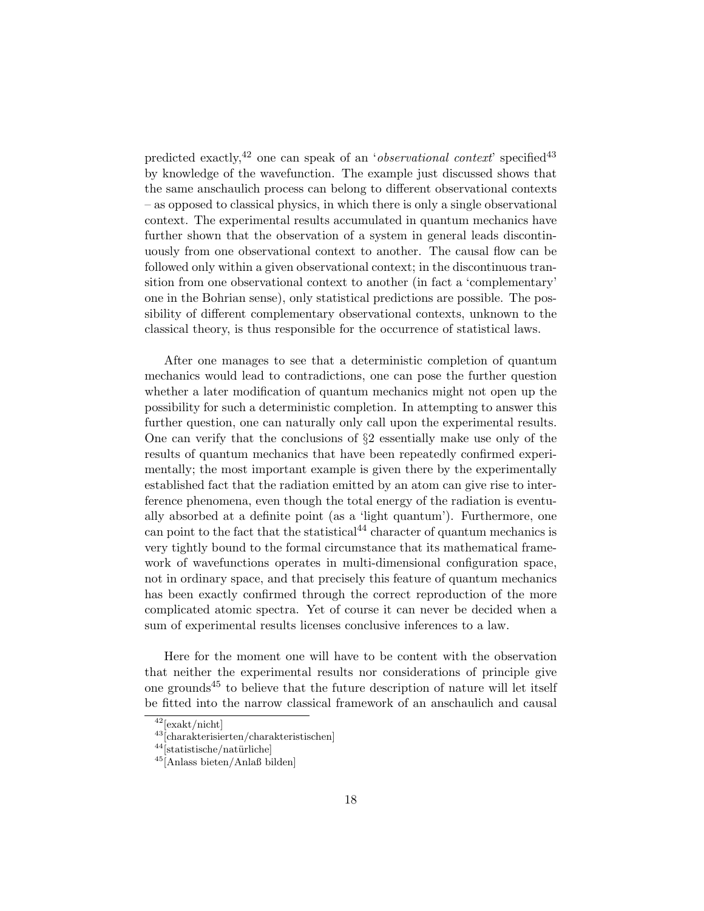predicted exactly,[42] one can speak of an '*observational context*' specified[43] by knowledge of the wavefunction. The example just discussed shows that the same anschaulich process can belong to different observational contexts – as opposed to classical physics, in which there is only a single observational context. The experimental results accumulated in quantum mechanics have further shown that the observation of a system in general leads discontinuously from one observational context to another. The causal flow can be followed only within a given observational context; in the discontinuous transition from one observational context to another (in fact a 'complementary' one in the Bohrian sense), only statistical predictions are possible. The possibility of different complementary observational contexts, unknown to the classical theory, is thus responsible for the occurrence of statistical laws.

After one manages to see that a deterministic completion of quantum mechanics would lead to contradictions, one can pose the further question whether a later modification of quantum mechanics might not open up the possibility for such a deterministic completion. In attempting to answer this further question, one can naturally only call upon the experimental results. One can verify that the conclusions of §2 essentially make use only of the results of quantum mechanics that have been repeatedly confirmed experimentally; the most important example is given there by the experimentally established fact that the radiation emitted by an atom can give rise to interference phenomena, even though the total energy of the radiation is eventually absorbed at a definite point (as a 'light quantum'). Furthermore, one can point to the fact that the statistical[44] character of quantum mechanics is very tightly bound to the formal circumstance that its mathematical framework of wavefunctions operates in multi-dimensional configuration space, not in ordinary space, and that precisely this feature of quantum mechanics has been exactly confirmed through the correct reproduction of the more complicated atomic spectra. Yet of course it can never be decided when a sum of experimental results licenses conclusive inferences to a law.

Here for the moment one will have to be content with the observation that neither the experimental results nor considerations of principle give one grounds[45] to believe that the future description of nature will let itself be fitted into the narrow classical framework of an anschaulich and causal

[42] [exakt/nicht]

[43] [charakterisierten/charakteristischen]

[44] [statistische/natürliche]

[45] [Anlass bieten/Anlaß bilden]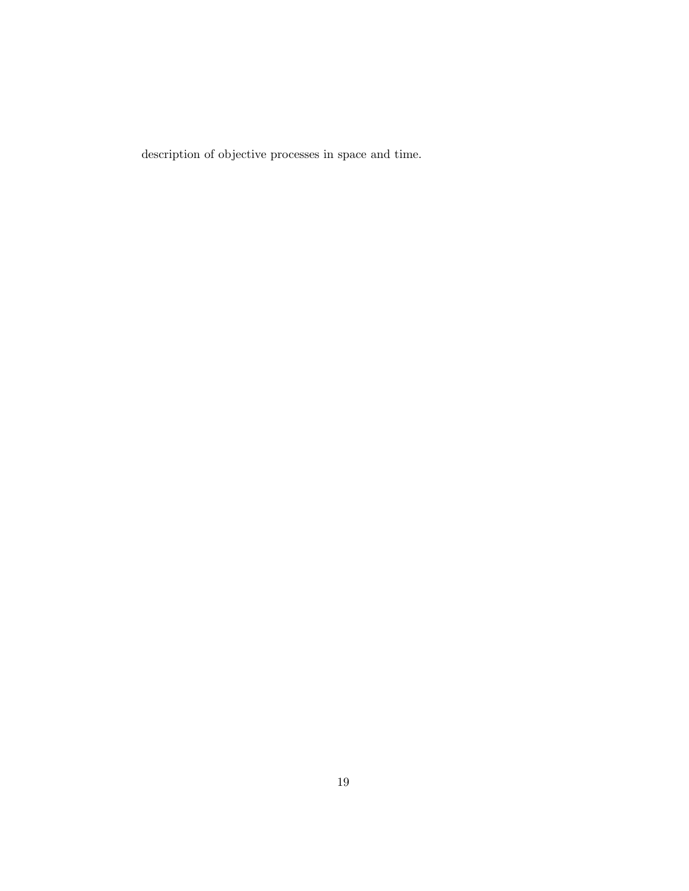description of objective processes in space and time.